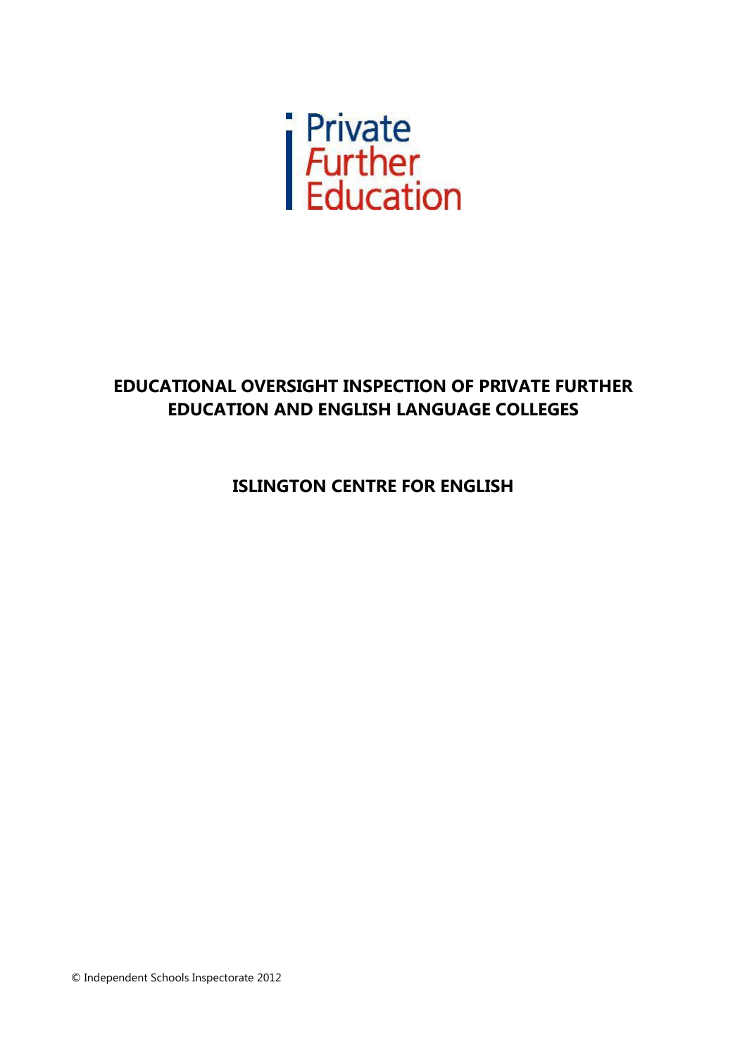Private
*Further*
Education

# EDUCATIONAL OVERSIGHT INSPECTION OF PRIVATE FURTHER EDUCATION AND ENGLISH LANGUAGE COLLEGES

## ISLINGTON CENTRE FOR ENGLISH

© Independent Schools Inspectorate 2012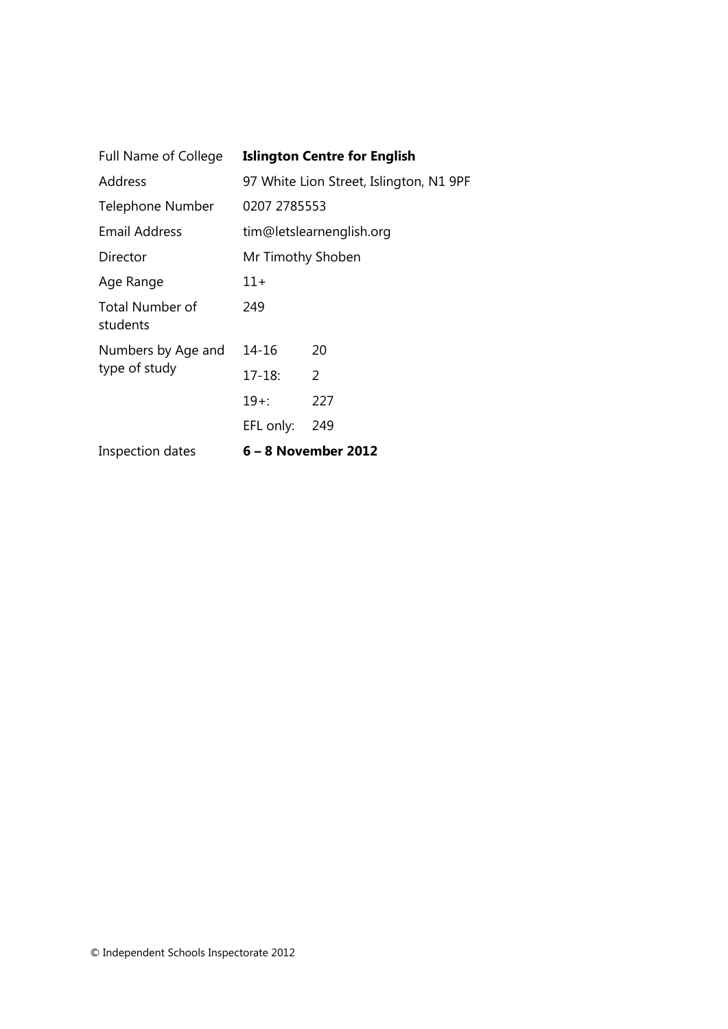| | | |
|---|---|---|
| Full Name of College | **Islington Centre for English** | |
| Address | 97 White Lion Street, Islington, N1 9PF | |
| Telephone Number | 0207 2785553 | |
| Email Address | tim@letslearnenglish.org | |
| Director | Mr Timothy Shoben | |
| Age Range | 11+ | |
| Total Number of students | 249 | |
| Numbers by Age and type of study | 14-16 | 20 |
| | 17-18: | 2 |
| | 19+: | 227 |
| | EFL only: | 249 |
| Inspection dates | **6 – 8 November 2012** | |

© Independent Schools Inspectorate 2012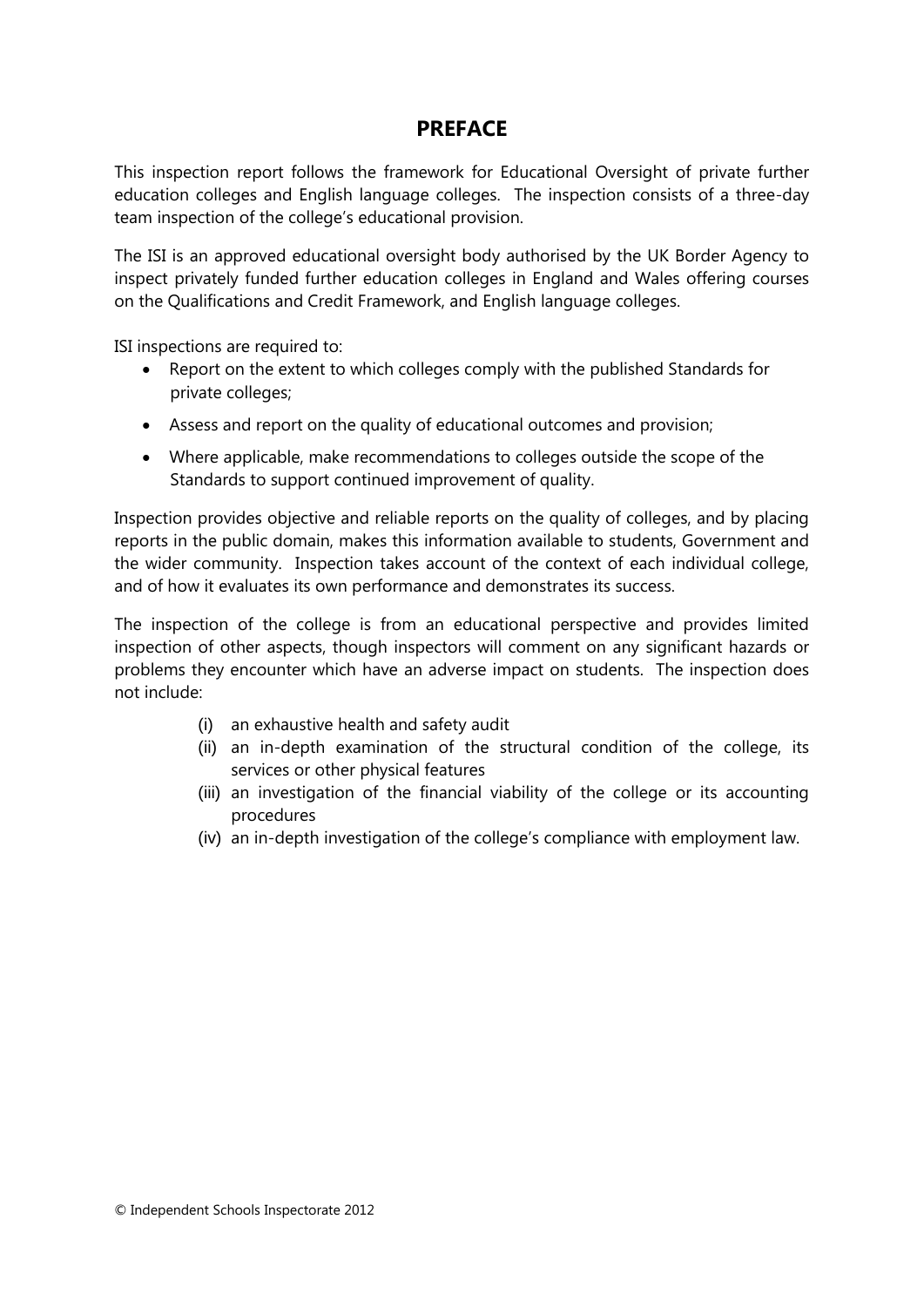# PREFACE

This inspection report follows the framework for Educational Oversight of private further education colleges and English language colleges. The inspection consists of a three-day team inspection of the college's educational provision.

The ISI is an approved educational oversight body authorised by the UK Border Agency to inspect privately funded further education colleges in England and Wales offering courses on the Qualifications and Credit Framework, and English language colleges.

ISI inspections are required to:

- Report on the extent to which colleges comply with the published Standards for private colleges;
- Assess and report on the quality of educational outcomes and provision;
- Where applicable, make recommendations to colleges outside the scope of the Standards to support continued improvement of quality.

Inspection provides objective and reliable reports on the quality of colleges, and by placing reports in the public domain, makes this information available to students, Government and the wider community. Inspection takes account of the context of each individual college, and of how it evaluates its own performance and demonstrates its success.

The inspection of the college is from an educational perspective and provides limited inspection of other aspects, though inspectors will comment on any significant hazards or problems they encounter which have an adverse impact on students. The inspection does not include:

(i) an exhaustive health and safety audit
(ii) an in-depth examination of the structural condition of the college, its services or other physical features
(iii) an investigation of the financial viability of the college or its accounting procedures
(iv) an in-depth investigation of the college's compliance with employment law.

© Independent Schools Inspectorate 2012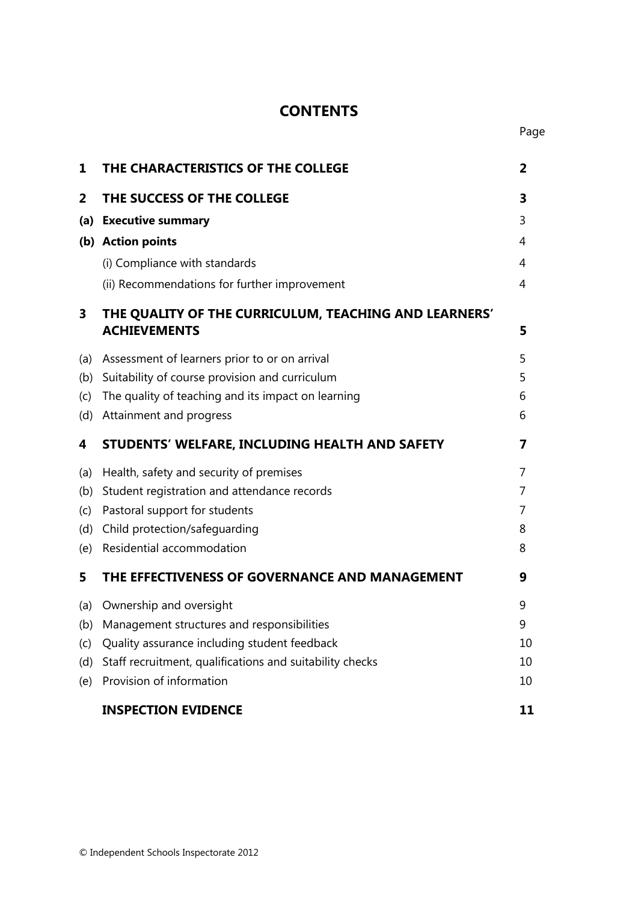# CONTENTS

| | | Page |
|---|---|---|
| **1** | **THE CHARACTERISTICS OF THE COLLEGE** | **2** |
| **2** | **THE SUCCESS OF THE COLLEGE** | **3** |
| **(a)** | **Executive summary** | 3 |
| **(b)** | **Action points** | 4 |
| | (i) Compliance with standards | 4 |
| | (ii) Recommendations for further improvement | 4 |
| **3** | **THE QUALITY OF THE CURRICULUM, TEACHING AND LEARNERS' ACHIEVEMENTS** | **5** |
| (a) | Assessment of learners prior to or on arrival | 5 |
| (b) | Suitability of course provision and curriculum | 5 |
| (c) | The quality of teaching and its impact on learning | 6 |
| (d) | Attainment and progress | 6 |
| **4** | **STUDENTS' WELFARE, INCLUDING HEALTH AND SAFETY** | **7** |
| (a) | Health, safety and security of premises | 7 |
| (b) | Student registration and attendance records | 7 |
| (c) | Pastoral support for students | 7 |
| (d) | Child protection/safeguarding | 8 |
| (e) | Residential accommodation | 8 |
| **5** | **THE EFFECTIVENESS OF GOVERNANCE AND MANAGEMENT** | **9** |
| (a) | Ownership and oversight | 9 |
| (b) | Management structures and responsibilities | 9 |
| (c) | Quality assurance including student feedback | 10 |
| (d) | Staff recruitment, qualifications and suitability checks | 10 |
| (e) | Provision of information | 10 |
| | **INSPECTION EVIDENCE** | **11** |

© Independent Schools Inspectorate 2012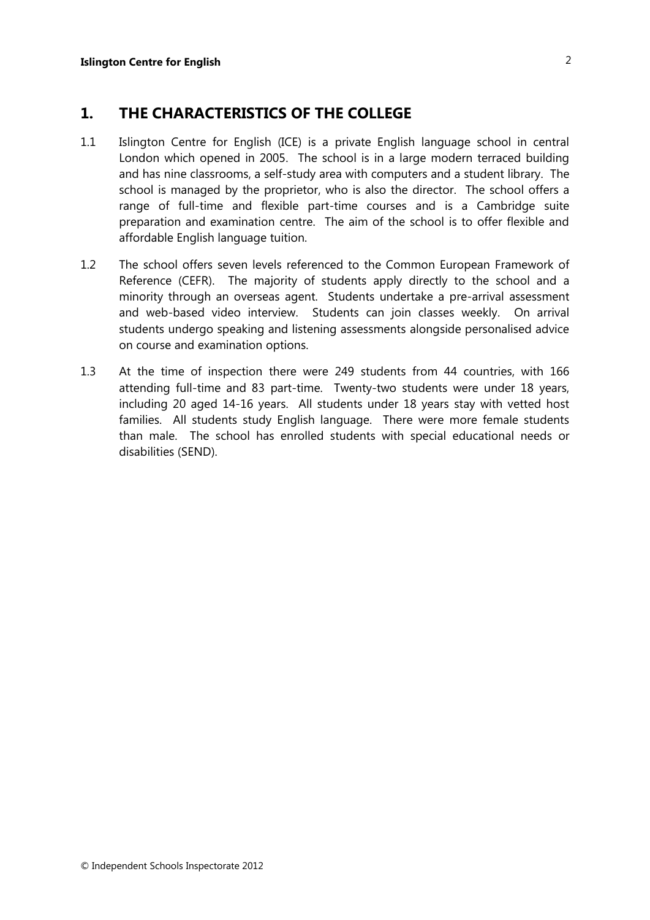## 1. THE CHARACTERISTICS OF THE COLLEGE

1.1 Islington Centre for English (ICE) is a private English language school in central London which opened in 2005. The school is in a large modern terraced building and has nine classrooms, a self-study area with computers and a student library. The school is managed by the proprietor, who is also the director. The school offers a range of full-time and flexible part-time courses and is a Cambridge suite preparation and examination centre. The aim of the school is to offer flexible and affordable English language tuition.

1.2 The school offers seven levels referenced to the Common European Framework of Reference (CEFR). The majority of students apply directly to the school and a minority through an overseas agent. Students undertake a pre-arrival assessment and web-based video interview. Students can join classes weekly. On arrival students undergo speaking and listening assessments alongside personalised advice on course and examination options.

1.3 At the time of inspection there were 249 students from 44 countries, with 166 attending full-time and 83 part-time. Twenty-two students were under 18 years, including 20 aged 14-16 years. All students under 18 years stay with vetted host families. All students study English language. There were more female students than male. The school has enrolled students with special educational needs or disabilities (SEND).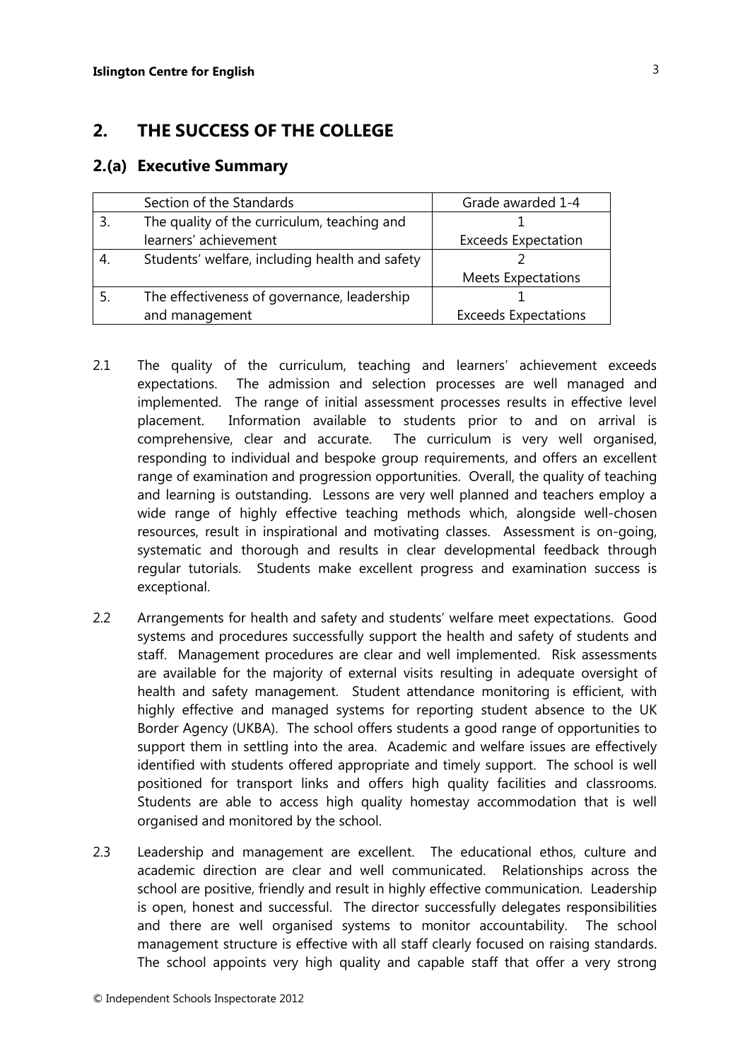## 2. THE SUCCESS OF THE COLLEGE

### 2.(a) Executive Summary

| | Section of the Standards | Grade awarded 1-4 |
|---|---|---|
| 3. | The quality of the curriculum, teaching and learners' achievement | 1<br>Exceeds Expectation |
| 4. | Students' welfare, including health and safety | 2<br>Meets Expectations |
| 5. | The effectiveness of governance, leadership and management | 1<br>Exceeds Expectations |

2.1 The quality of the curriculum, teaching and learners' achievement exceeds expectations. The admission and selection processes are well managed and implemented. The range of initial assessment processes results in effective level placement. Information available to students prior to and on arrival is comprehensive, clear and accurate. The curriculum is very well organised, responding to individual and bespoke group requirements, and offers an excellent range of examination and progression opportunities. Overall, the quality of teaching and learning is outstanding. Lessons are very well planned and teachers employ a wide range of highly effective teaching methods which, alongside well-chosen resources, result in inspirational and motivating classes. Assessment is on-going, systematic and thorough and results in clear developmental feedback through regular tutorials. Students make excellent progress and examination success is exceptional.

2.2 Arrangements for health and safety and students' welfare meet expectations. Good systems and procedures successfully support the health and safety of students and staff. Management procedures are clear and well implemented. Risk assessments are available for the majority of external visits resulting in adequate oversight of health and safety management. Student attendance monitoring is efficient, with highly effective and managed systems for reporting student absence to the UK Border Agency (UKBA). The school offers students a good range of opportunities to support them in settling into the area. Academic and welfare issues are effectively identified with students offered appropriate and timely support. The school is well positioned for transport links and offers high quality facilities and classrooms. Students are able to access high quality homestay accommodation that is well organised and monitored by the school.

2.3 Leadership and management are excellent. The educational ethos, culture and academic direction are clear and well communicated. Relationships across the school are positive, friendly and result in highly effective communication. Leadership is open, honest and successful. The director successfully delegates responsibilities and there are well organised systems to monitor accountability. The school management structure is effective with all staff clearly focused on raising standards. The school appoints very high quality and capable staff that offer a very strong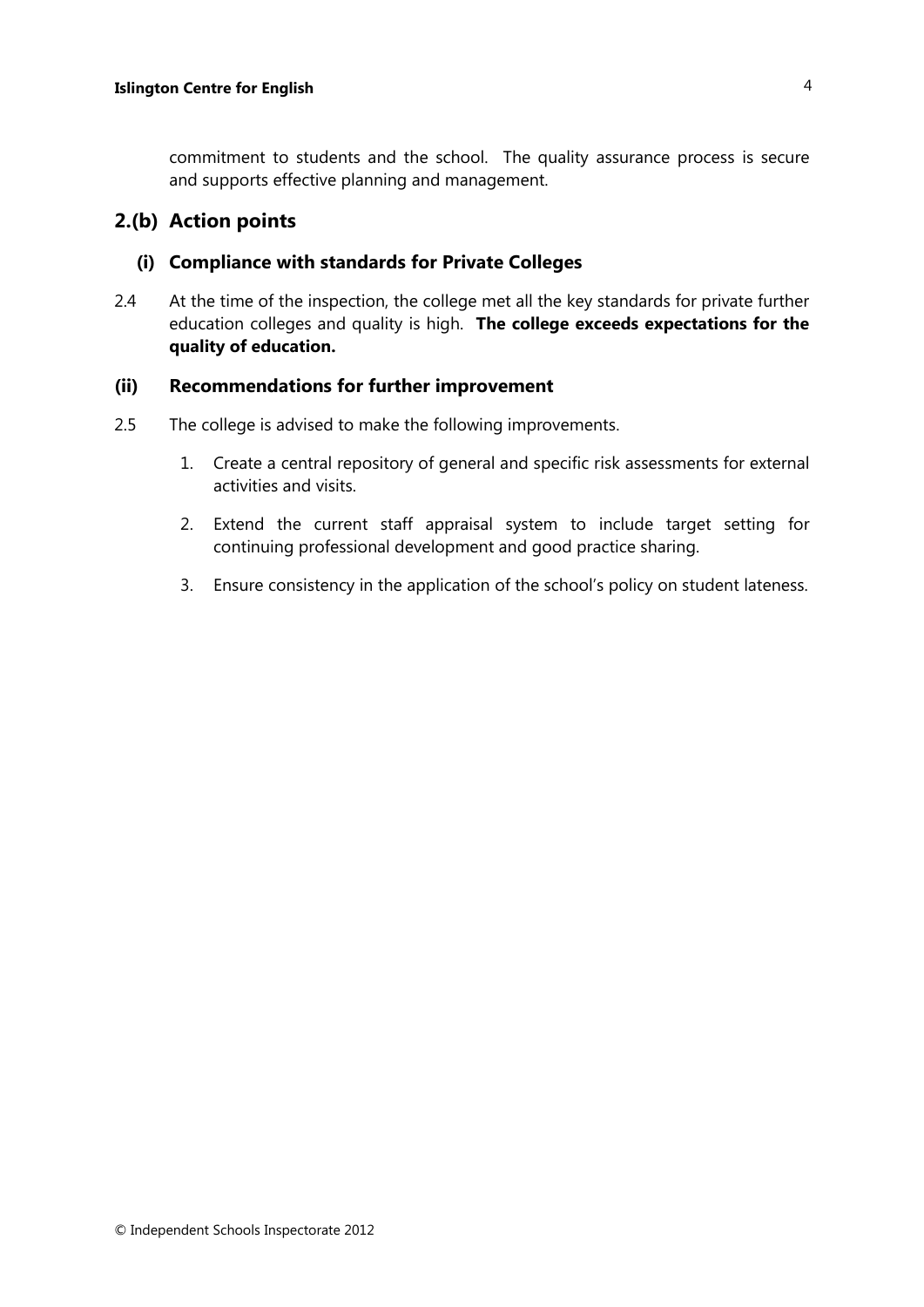commitment to students and the school. The quality assurance process is secure and supports effective planning and management.

## 2.(b) Action points

### (i) Compliance with standards for Private Colleges

2.4 At the time of the inspection, the college met all the key standards for private further education colleges and quality is high. **The college exceeds expectations for the quality of education.**

### (ii) Recommendations for further improvement

2.5 The college is advised to make the following improvements.

1. Create a central repository of general and specific risk assessments for external activities and visits.
2. Extend the current staff appraisal system to include target setting for continuing professional development and good practice sharing.
3. Ensure consistency in the application of the school's policy on student lateness.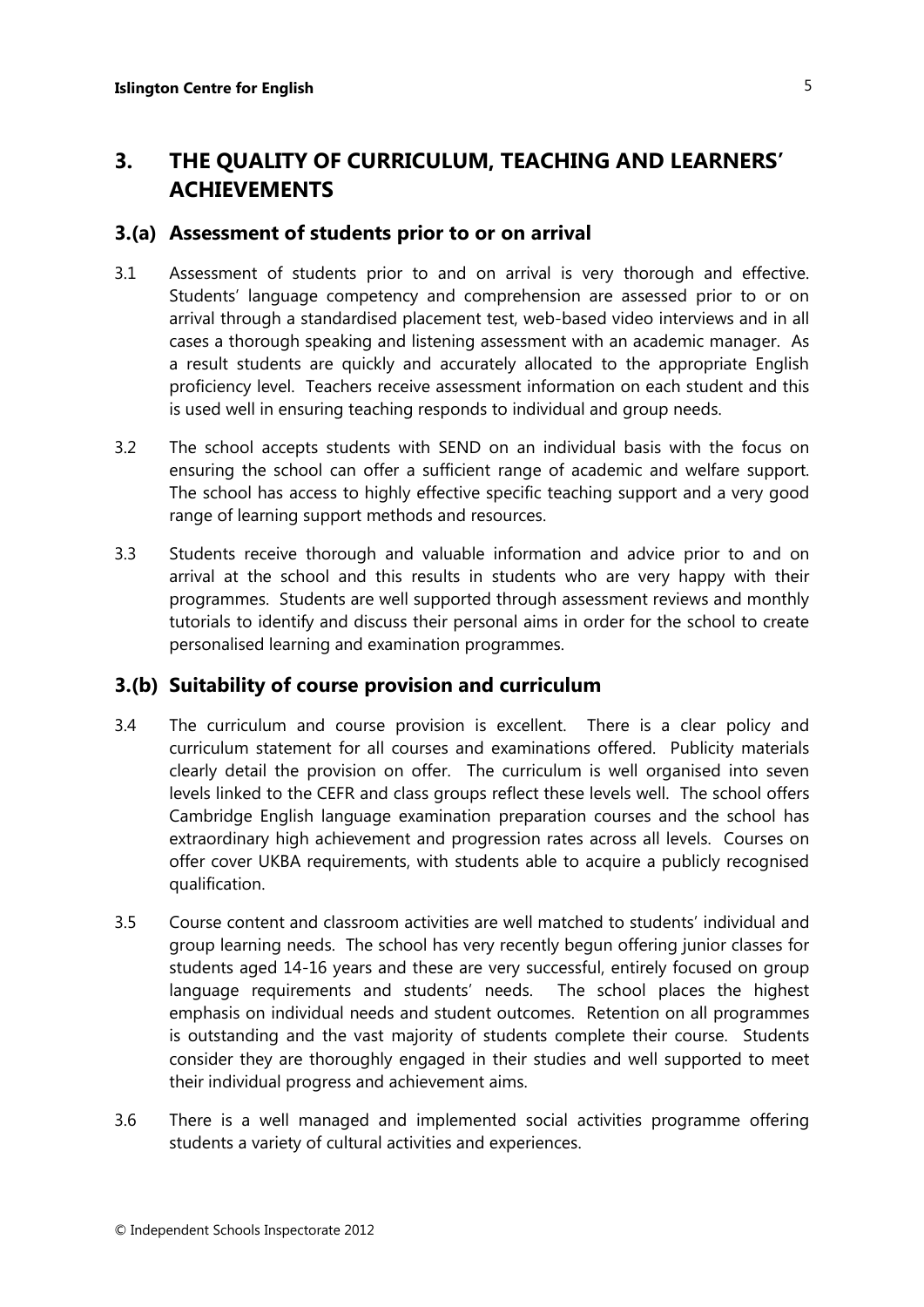## 3. THE QUALITY OF CURRICULUM, TEACHING AND LEARNERS' ACHIEVEMENTS

### 3.(a) Assessment of students prior to or on arrival

3.1 Assessment of students prior to and on arrival is very thorough and effective. Students' language competency and comprehension are assessed prior to or on arrival through a standardised placement test, web-based video interviews and in all cases a thorough speaking and listening assessment with an academic manager. As a result students are quickly and accurately allocated to the appropriate English proficiency level. Teachers receive assessment information on each student and this is used well in ensuring teaching responds to individual and group needs.

3.2 The school accepts students with SEND on an individual basis with the focus on ensuring the school can offer a sufficient range of academic and welfare support. The school has access to highly effective specific teaching support and a very good range of learning support methods and resources.

3.3 Students receive thorough and valuable information and advice prior to and on arrival at the school and this results in students who are very happy with their programmes. Students are well supported through assessment reviews and monthly tutorials to identify and discuss their personal aims in order for the school to create personalised learning and examination programmes.

### 3.(b) Suitability of course provision and curriculum

3.4 The curriculum and course provision is excellent. There is a clear policy and curriculum statement for all courses and examinations offered. Publicity materials clearly detail the provision on offer. The curriculum is well organised into seven levels linked to the CEFR and class groups reflect these levels well. The school offers Cambridge English language examination preparation courses and the school has extraordinary high achievement and progression rates across all levels. Courses on offer cover UKBA requirements, with students able to acquire a publicly recognised qualification.

3.5 Course content and classroom activities are well matched to students' individual and group learning needs. The school has very recently begun offering junior classes for students aged 14-16 years and these are very successful, entirely focused on group language requirements and students' needs. The school places the highest emphasis on individual needs and student outcomes. Retention on all programmes is outstanding and the vast majority of students complete their course. Students consider they are thoroughly engaged in their studies and well supported to meet their individual progress and achievement aims.

3.6 There is a well managed and implemented social activities programme offering students a variety of cultural activities and experiences.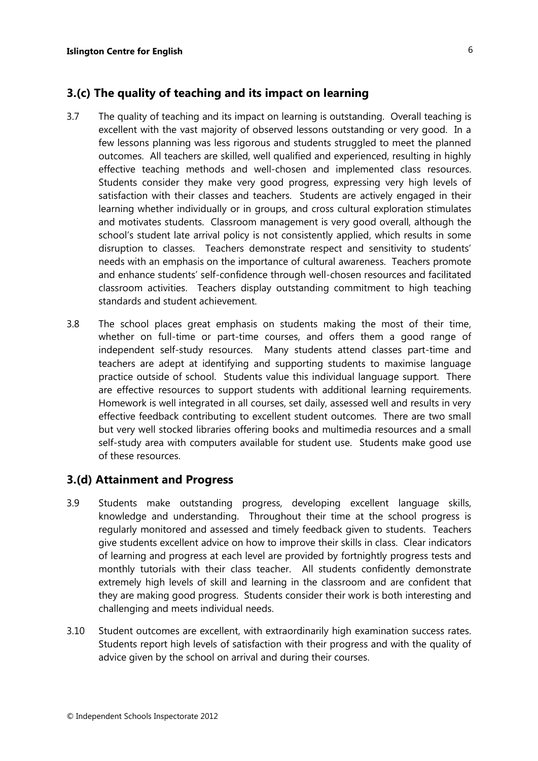## 3.(c) The quality of teaching and its impact on learning

3.7 The quality of teaching and its impact on learning is outstanding. Overall teaching is excellent with the vast majority of observed lessons outstanding or very good. In a few lessons planning was less rigorous and students struggled to meet the planned outcomes. All teachers are skilled, well qualified and experienced, resulting in highly effective teaching methods and well-chosen and implemented class resources. Students consider they make very good progress, expressing very high levels of satisfaction with their classes and teachers. Students are actively engaged in their learning whether individually or in groups, and cross cultural exploration stimulates and motivates students. Classroom management is very good overall, although the school's student late arrival policy is not consistently applied, which results in some disruption to classes. Teachers demonstrate respect and sensitivity to students' needs with an emphasis on the importance of cultural awareness. Teachers promote and enhance students' self-confidence through well-chosen resources and facilitated classroom activities. Teachers display outstanding commitment to high teaching standards and student achievement.

3.8 The school places great emphasis on students making the most of their time, whether on full-time or part-time courses, and offers them a good range of independent self-study resources. Many students attend classes part-time and teachers are adept at identifying and supporting students to maximise language practice outside of school. Students value this individual language support. There are effective resources to support students with additional learning requirements. Homework is well integrated in all courses, set daily, assessed well and results in very effective feedback contributing to excellent student outcomes. There are two small but very well stocked libraries offering books and multimedia resources and a small self-study area with computers available for student use. Students make good use of these resources.

## 3.(d) Attainment and Progress

3.9 Students make outstanding progress, developing excellent language skills, knowledge and understanding. Throughout their time at the school progress is regularly monitored and assessed and timely feedback given to students. Teachers give students excellent advice on how to improve their skills in class. Clear indicators of learning and progress at each level are provided by fortnightly progress tests and monthly tutorials with their class teacher. All students confidently demonstrate extremely high levels of skill and learning in the classroom and are confident that they are making good progress. Students consider their work is both interesting and challenging and meets individual needs.

3.10 Student outcomes are excellent, with extraordinarily high examination success rates. Students report high levels of satisfaction with their progress and with the quality of advice given by the school on arrival and during their courses.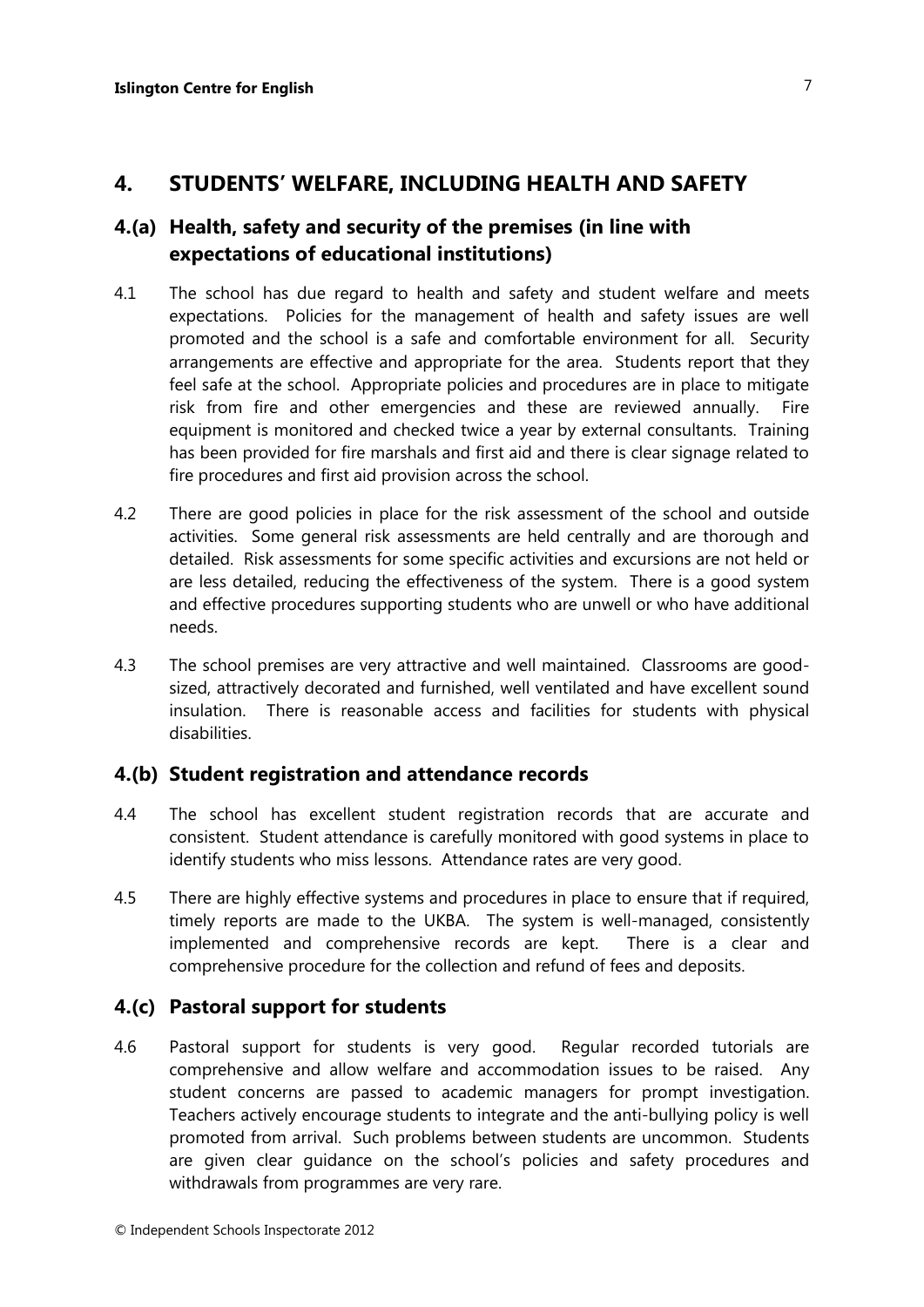## 4. STUDENTS' WELFARE, INCLUDING HEALTH AND SAFETY

### 4.(a) Health, safety and security of the premises (in line with expectations of educational institutions)

4.1 The school has due regard to health and safety and student welfare and meets expectations. Policies for the management of health and safety issues are well promoted and the school is a safe and comfortable environment for all. Security arrangements are effective and appropriate for the area. Students report that they feel safe at the school. Appropriate policies and procedures are in place to mitigate risk from fire and other emergencies and these are reviewed annually. Fire equipment is monitored and checked twice a year by external consultants. Training has been provided for fire marshals and first aid and there is clear signage related to fire procedures and first aid provision across the school.

4.2 There are good policies in place for the risk assessment of the school and outside activities. Some general risk assessments are held centrally and are thorough and detailed. Risk assessments for some specific activities and excursions are not held or are less detailed, reducing the effectiveness of the system. There is a good system and effective procedures supporting students who are unwell or who have additional needs.

4.3 The school premises are very attractive and well maintained. Classrooms are good-sized, attractively decorated and furnished, well ventilated and have excellent sound insulation. There is reasonable access and facilities for students with physical disabilities.

### 4.(b) Student registration and attendance records

4.4 The school has excellent student registration records that are accurate and consistent. Student attendance is carefully monitored with good systems in place to identify students who miss lessons. Attendance rates are very good.

4.5 There are highly effective systems and procedures in place to ensure that if required, timely reports are made to the UKBA. The system is well-managed, consistently implemented and comprehensive records are kept. There is a clear and comprehensive procedure for the collection and refund of fees and deposits.

### 4.(c) Pastoral support for students

4.6 Pastoral support for students is very good. Regular recorded tutorials are comprehensive and allow welfare and accommodation issues to be raised. Any student concerns are passed to academic managers for prompt investigation. Teachers actively encourage students to integrate and the anti-bullying policy is well promoted from arrival. Such problems between students are uncommon. Students are given clear guidance on the school's policies and safety procedures and withdrawals from programmes are very rare.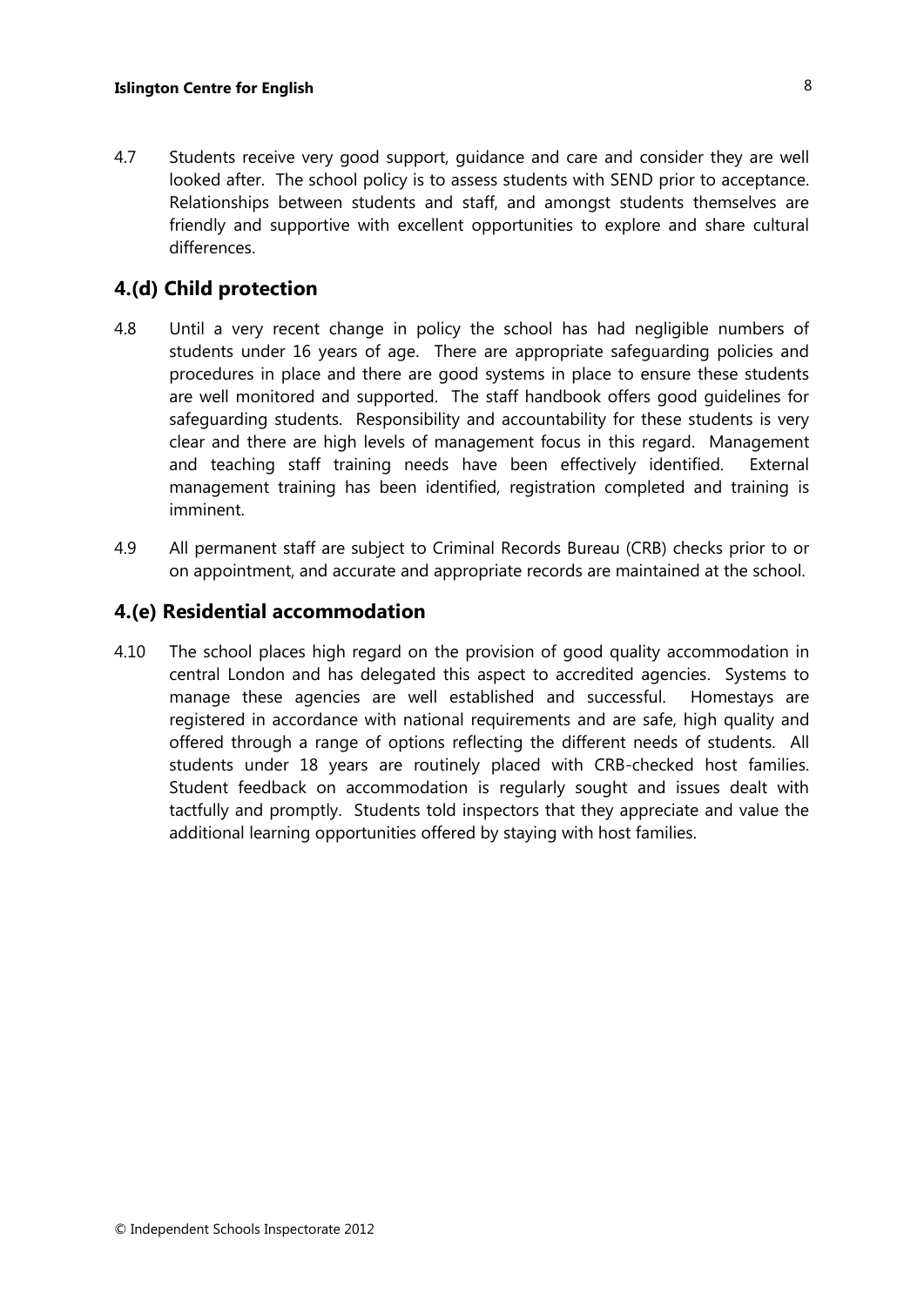4.7 Students receive very good support, guidance and care and consider they are well looked after. The school policy is to assess students with SEND prior to acceptance. Relationships between students and staff, and amongst students themselves are friendly and supportive with excellent opportunities to explore and share cultural differences.

## 4.(d) Child protection

4.8 Until a very recent change in policy the school has had negligible numbers of students under 16 years of age. There are appropriate safeguarding policies and procedures in place and there are good systems in place to ensure these students are well monitored and supported. The staff handbook offers good guidelines for safeguarding students. Responsibility and accountability for these students is very clear and there are high levels of management focus in this regard. Management and teaching staff training needs have been effectively identified. External management training has been identified, registration completed and training is imminent.

4.9 All permanent staff are subject to Criminal Records Bureau (CRB) checks prior to or on appointment, and accurate and appropriate records are maintained at the school.

## 4.(e) Residential accommodation

4.10 The school places high regard on the provision of good quality accommodation in central London and has delegated this aspect to accredited agencies. Systems to manage these agencies are well established and successful. Homestays are registered in accordance with national requirements and are safe, high quality and offered through a range of options reflecting the different needs of students. All students under 18 years are routinely placed with CRB-checked host families. Student feedback on accommodation is regularly sought and issues dealt with tactfully and promptly. Students told inspectors that they appreciate and value the additional learning opportunities offered by staying with host families.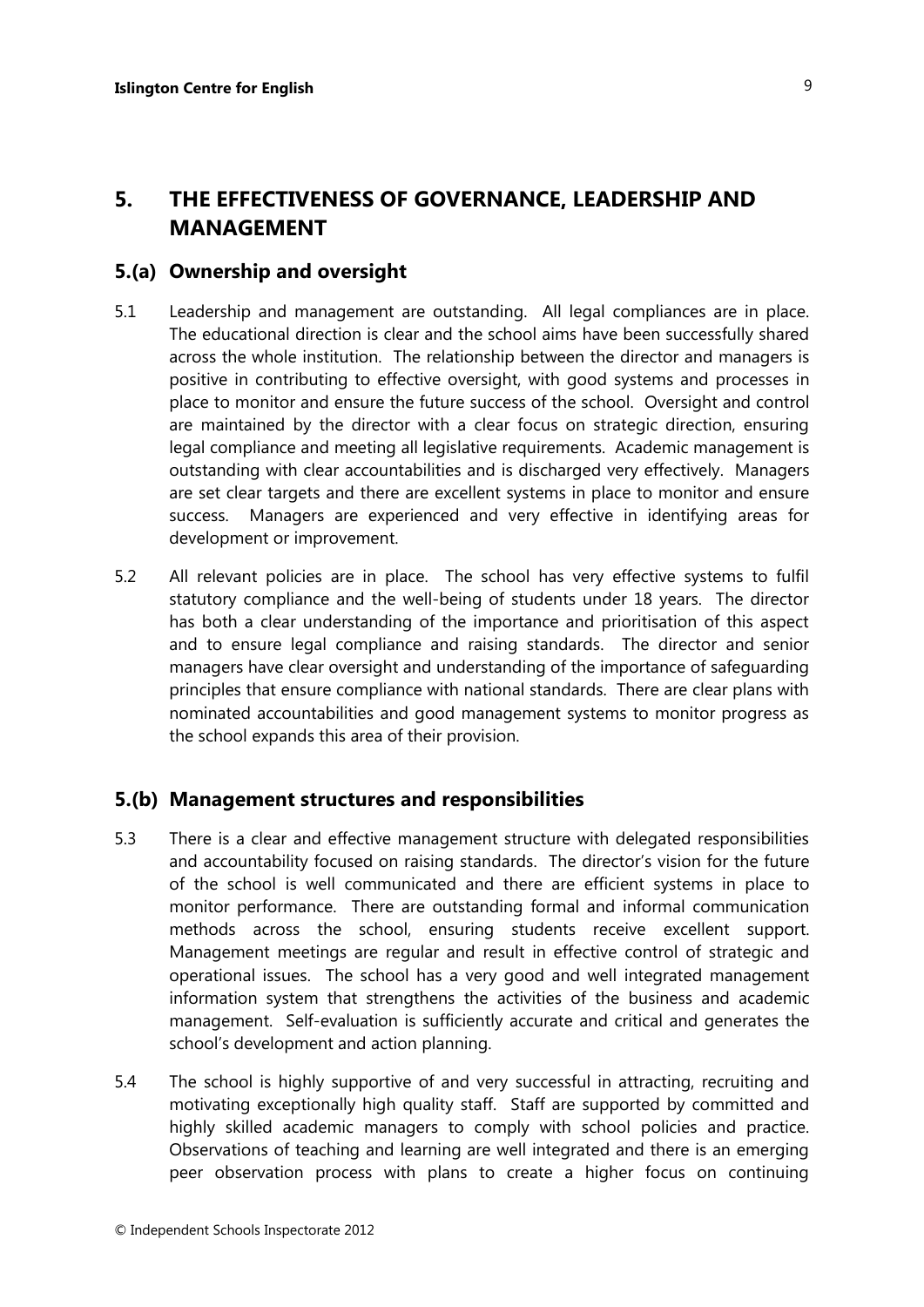## 5. THE EFFECTIVENESS OF GOVERNANCE, LEADERSHIP AND MANAGEMENT

### 5.(a) Ownership and oversight

5.1 Leadership and management are outstanding. All legal compliances are in place. The educational direction is clear and the school aims have been successfully shared across the whole institution. The relationship between the director and managers is positive in contributing to effective oversight, with good systems and processes in place to monitor and ensure the future success of the school. Oversight and control are maintained by the director with a clear focus on strategic direction, ensuring legal compliance and meeting all legislative requirements. Academic management is outstanding with clear accountabilities and is discharged very effectively. Managers are set clear targets and there are excellent systems in place to monitor and ensure success. Managers are experienced and very effective in identifying areas for development or improvement.

5.2 All relevant policies are in place. The school has very effective systems to fulfil statutory compliance and the well-being of students under 18 years. The director has both a clear understanding of the importance and prioritisation of this aspect and to ensure legal compliance and raising standards. The director and senior managers have clear oversight and understanding of the importance of safeguarding principles that ensure compliance with national standards. There are clear plans with nominated accountabilities and good management systems to monitor progress as the school expands this area of their provision.

### 5.(b) Management structures and responsibilities

5.3 There is a clear and effective management structure with delegated responsibilities and accountability focused on raising standards. The director's vision for the future of the school is well communicated and there are efficient systems in place to monitor performance. There are outstanding formal and informal communication methods across the school, ensuring students receive excellent support. Management meetings are regular and result in effective control of strategic and operational issues. The school has a very good and well integrated management information system that strengthens the activities of the business and academic management. Self-evaluation is sufficiently accurate and critical and generates the school's development and action planning.

5.4 The school is highly supportive of and very successful in attracting, recruiting and motivating exceptionally high quality staff. Staff are supported by committed and highly skilled academic managers to comply with school policies and practice. Observations of teaching and learning are well integrated and there is an emerging peer observation process with plans to create a higher focus on continuing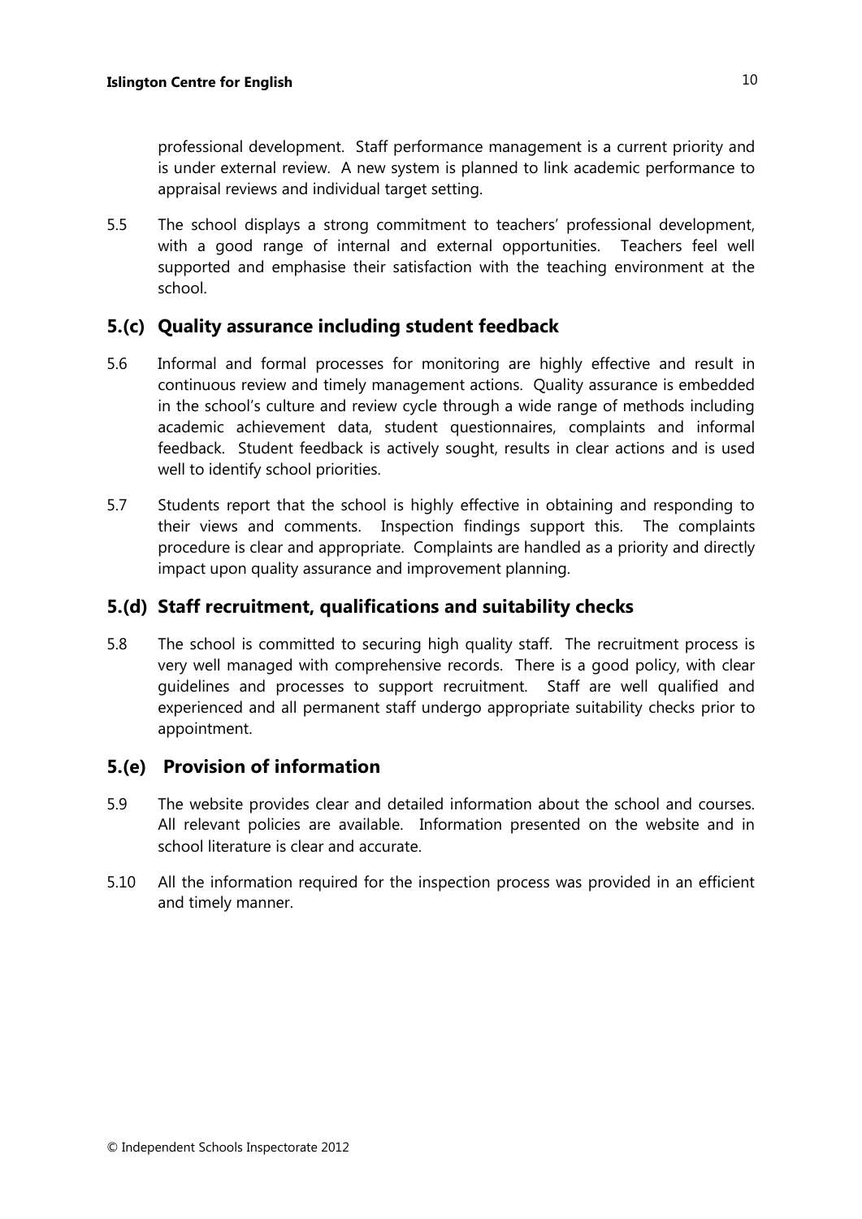professional development. Staff performance management is a current priority and is under external review. A new system is planned to link academic performance to appraisal reviews and individual target setting.

5.5 The school displays a strong commitment to teachers' professional development, with a good range of internal and external opportunities. Teachers feel well supported and emphasise their satisfaction with the teaching environment at the school.

## 5.(c) Quality assurance including student feedback

5.6 Informal and formal processes for monitoring are highly effective and result in continuous review and timely management actions. Quality assurance is embedded in the school's culture and review cycle through a wide range of methods including academic achievement data, student questionnaires, complaints and informal feedback. Student feedback is actively sought, results in clear actions and is used well to identify school priorities.

5.7 Students report that the school is highly effective in obtaining and responding to their views and comments. Inspection findings support this. The complaints procedure is clear and appropriate. Complaints are handled as a priority and directly impact upon quality assurance and improvement planning.

## 5.(d) Staff recruitment, qualifications and suitability checks

5.8 The school is committed to securing high quality staff. The recruitment process is very well managed with comprehensive records. There is a good policy, with clear guidelines and processes to support recruitment. Staff are well qualified and experienced and all permanent staff undergo appropriate suitability checks prior to appointment.

## 5.(e) Provision of information

5.9 The website provides clear and detailed information about the school and courses. All relevant policies are available. Information presented on the website and in school literature is clear and accurate.

5.10 All the information required for the inspection process was provided in an efficient and timely manner.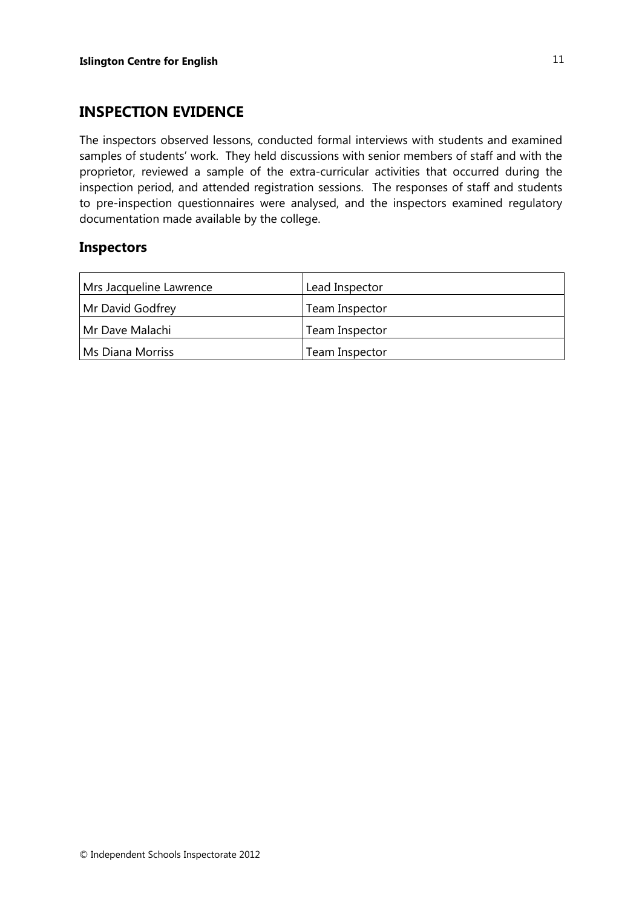## INSPECTION EVIDENCE

The inspectors observed lessons, conducted formal interviews with students and examined samples of students' work. They held discussions with senior members of staff and with the proprietor, reviewed a sample of the extra-curricular activities that occurred during the inspection period, and attended registration sessions. The responses of staff and students to pre-inspection questionnaires were analysed, and the inspectors examined regulatory documentation made available by the college.

### Inspectors

| | |
|---|---|
| Mrs Jacqueline Lawrence | Lead Inspector |
| Mr David Godfrey | Team Inspector |
| Mr Dave Malachi | Team Inspector |
| Ms Diana Morriss | Team Inspector |